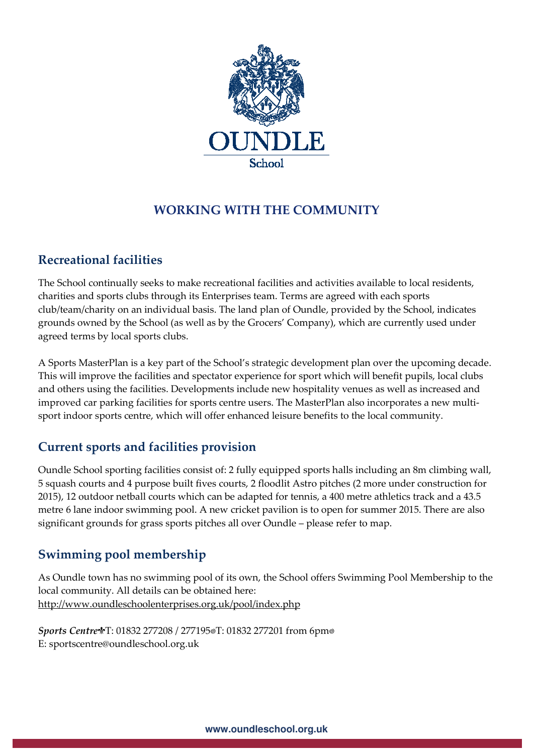OUNDLE

School

# WORKING WITH THE COMMUNITY

## Recreational facilities

The School continually seeks to make recreational facilities and activities available to local residents, charities and sports clubs through its Enterprises team. Terms are agreed with each sports club/team/charity on an individual basis. The land plan of Oundle, provided by the School, indicates grounds owned by the School (as well as by the Grocers' Company), which are currently used under agreed terms by local sports clubs.

A Sports MasterPlan is a key part of the School's strategic development plan over the upcoming decade. This will improve the facilities and spectator experience for sport which will benefit pupils, local clubs and others using the facilities. Developments include new hospitality venues as well as increased and improved car parking facilities for sports centre users. The MasterPlan also incorporates a new multi-sport indoor sports centre, which will offer enhanced leisure benefits to the local community.

## Current sports and facilities provision

Oundle School sporting facilities consist of: 2 fully equipped sports halls including an 8m climbing wall, 5 squash courts and 4 purpose built fives courts, 2 floodlit Astro pitches (2 more under construction for 2015), 12 outdoor netball courts which can be adapted for tennis, a 400 metre athletics track and a 43.5 metre 6 lane indoor swimming pool. A new cricket pavilion is to open for summer 2015. There are also significant grounds for grass sports pitches all over Oundle – please refer to map.

## Swimming pool membership

As Oundle town has no swimming pool of its own, the School offers Swimming Pool Membership to the local community. All details can be obtained here:
http://www.oundleschoolenterprises.org.uk/pool/index.php

***Sports Centre*** T: 01832 277208 / 277195 T: 01832 277201 from 6pm
E: sportscentre@oundleschool.org.uk

www.oundleschool.org.uk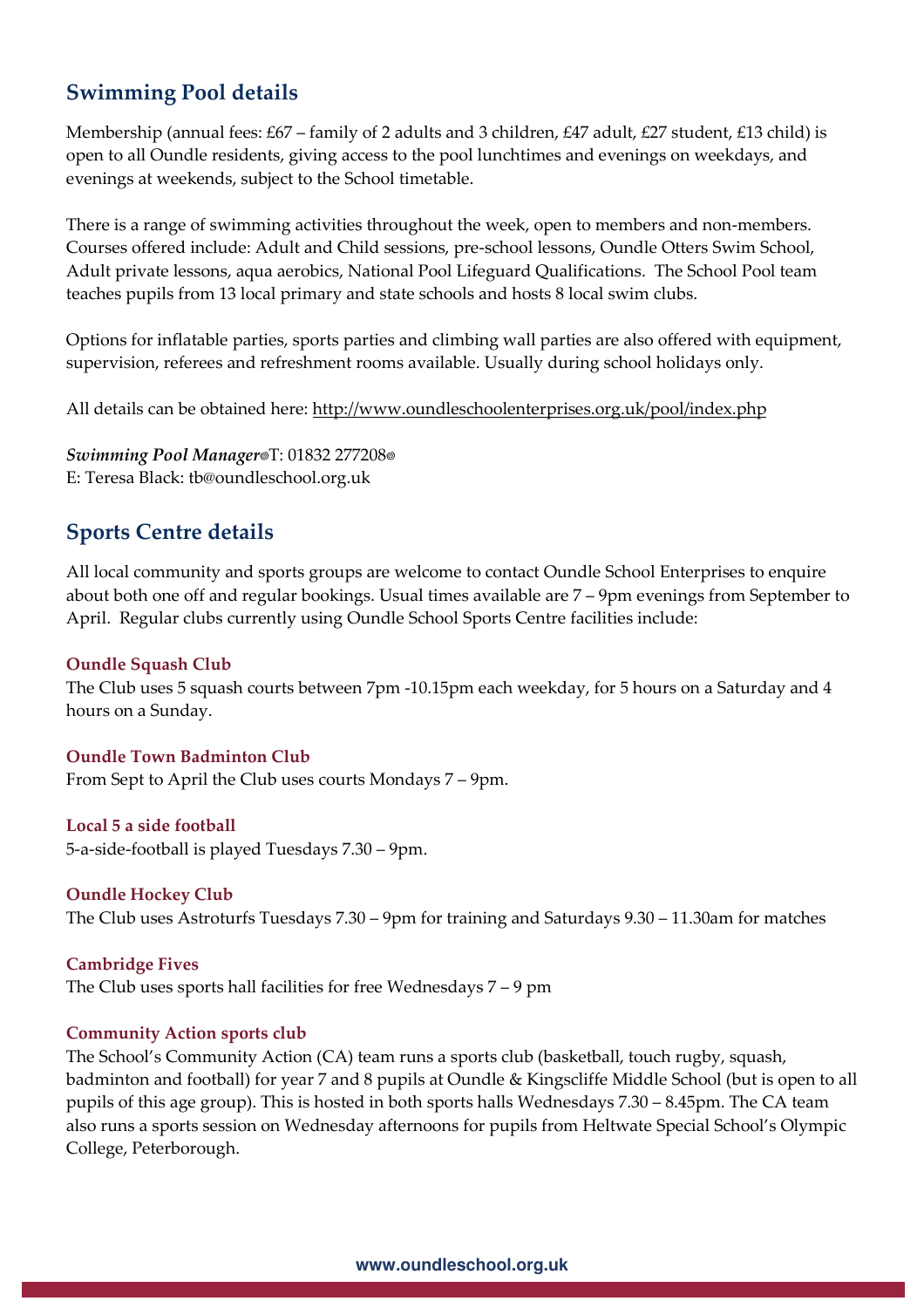## Swimming Pool details

Membership (annual fees: £67 – family of 2 adults and 3 children, £47 adult, £27 student, £13 child) is open to all Oundle residents, giving access to the pool lunchtimes and evenings on weekdays, and evenings at weekends, subject to the School timetable.

There is a range of swimming activities throughout the week, open to members and non-members. Courses offered include: Adult and Child sessions, pre-school lessons, Oundle Otters Swim School, Adult private lessons, aqua aerobics, National Pool Lifeguard Qualifications. The School Pool team teaches pupils from 13 local primary and state schools and hosts 8 local swim clubs.

Options for inflatable parties, sports parties and climbing wall parties are also offered with equipment, supervision, referees and refreshment rooms available. Usually during school holidays only.

All details can be obtained here: http://www.oundleschoolenterprises.org.uk/pool/index.php

***Swimming Pool Manager***T: 01832 277208
E: Teresa Black: tb@oundleschool.org.uk

## Sports Centre details

All local community and sports groups are welcome to contact Oundle School Enterprises to enquire about both one off and regular bookings. Usual times available are 7 – 9pm evenings from September to April. Regular clubs currently using Oundle School Sports Centre facilities include:

### Oundle Squash Club

The Club uses 5 squash courts between 7pm -10.15pm each weekday, for 5 hours on a Saturday and 4 hours on a Sunday.

### Oundle Town Badminton Club

From Sept to April the Club uses courts Mondays 7 – 9pm.

### Local 5 a side football

5-a-side-football is played Tuesdays 7.30 – 9pm.

### Oundle Hockey Club

The Club uses Astroturfs Tuesdays 7.30 – 9pm for training and Saturdays 9.30 – 11.30am for matches

### Cambridge Fives

The Club uses sports hall facilities for free Wednesdays 7 – 9 pm

### Community Action sports club

The School's Community Action (CA) team runs a sports club (basketball, touch rugby, squash, badminton and football) for year 7 and 8 pupils at Oundle & Kingscliffe Middle School (but is open to all pupils of this age group). This is hosted in both sports halls Wednesdays 7.30 – 8.45pm. The CA team also runs a sports session on Wednesday afternoons for pupils from Heltwate Special School's Olympic College, Peterborough.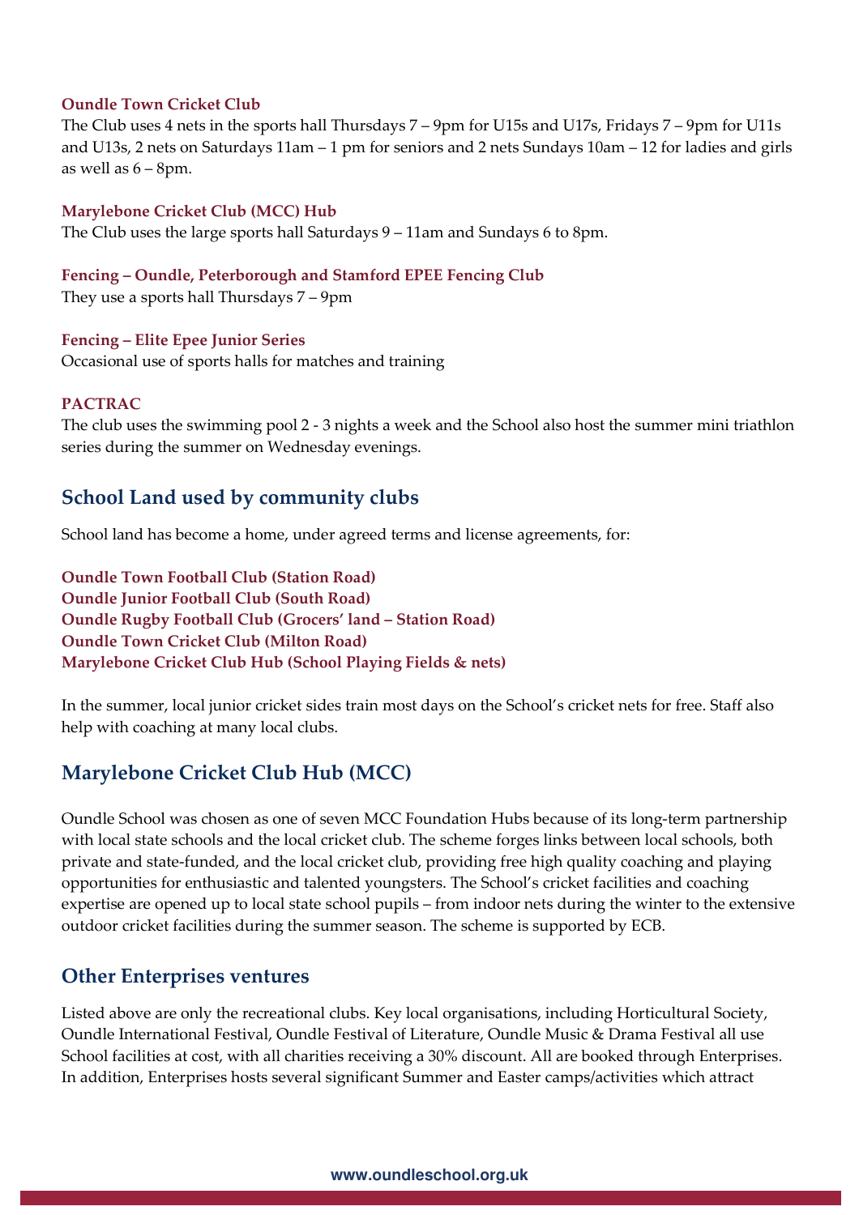**Oundle Town Cricket Club**

The Club uses 4 nets in the sports hall Thursdays 7 – 9pm for U15s and U17s, Fridays 7 – 9pm for U11s and U13s, 2 nets on Saturdays 11am – 1 pm for seniors and 2 nets Sundays 10am – 12 for ladies and girls as well as 6 – 8pm.

**Marylebone Cricket Club (MCC) Hub**

The Club uses the large sports hall Saturdays 9 – 11am and Sundays 6 to 8pm.

**Fencing – Oundle, Peterborough and Stamford EPEE Fencing Club**

They use a sports hall Thursdays 7 – 9pm

**Fencing – Elite Epee Junior Series**

Occasional use of sports halls for matches and training

**PACTRAC**

The club uses the swimming pool 2 - 3 nights a week and the School also host the summer mini triathlon series during the summer on Wednesday evenings.

## School Land used by community clubs

School land has become a home, under agreed terms and license agreements, for:

**Oundle Town Football Club (Station Road)**
**Oundle Junior Football Club (South Road)**
**Oundle Rugby Football Club (Grocers' land – Station Road)**
**Oundle Town Cricket Club (Milton Road)**
**Marylebone Cricket Club Hub (School Playing Fields & nets)**

In the summer, local junior cricket sides train most days on the School's cricket nets for free. Staff also help with coaching at many local clubs.

## Marylebone Cricket Club Hub (MCC)

Oundle School was chosen as one of seven MCC Foundation Hubs because of its long-term partnership with local state schools and the local cricket club. The scheme forges links between local schools, both private and state-funded, and the local cricket club, providing free high quality coaching and playing opportunities for enthusiastic and talented youngsters. The School's cricket facilities and coaching expertise are opened up to local state school pupils – from indoor nets during the winter to the extensive outdoor cricket facilities during the summer season. The scheme is supported by ECB.

## Other Enterprises ventures

Listed above are only the recreational clubs. Key local organisations, including Horticultural Society, Oundle International Festival, Oundle Festival of Literature, Oundle Music & Drama Festival all use School facilities at cost, with all charities receiving a 30% discount. All are booked through Enterprises. In addition, Enterprises hosts several significant Summer and Easter camps/activities which attract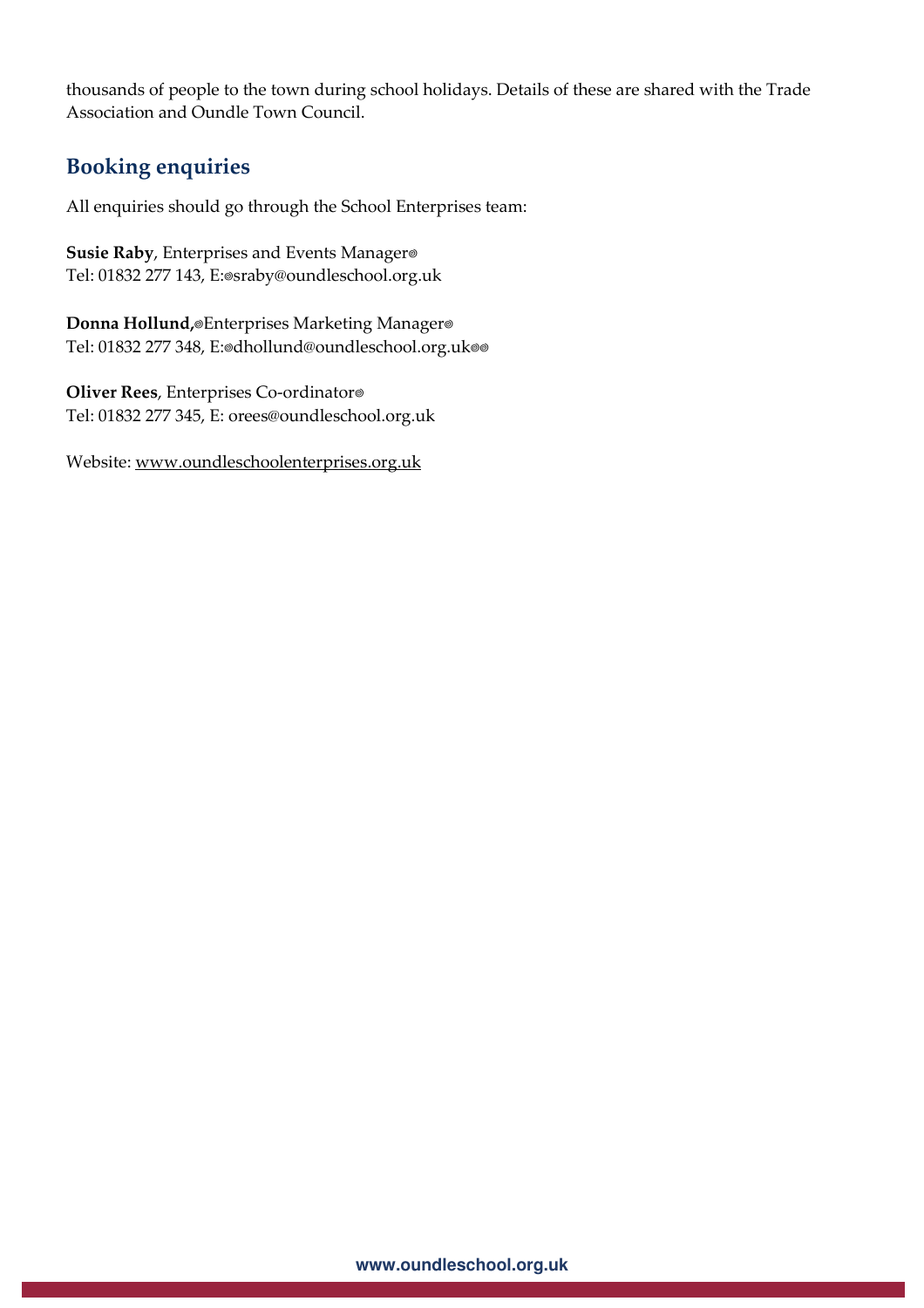thousands of people to the town during school holidays. Details of these are shared with the Trade Association and Oundle Town Council.

## Booking enquiries

All enquiries should go through the School Enterprises team:

**Susie Raby**, Enterprises and Events Manager
Tel: 01832 277 143, E: sraby@oundleschool.org.uk

**Donna Hollund,** Enterprises Marketing Manager
Tel: 01832 277 348, E: dhollund@oundleschool.org.uk

**Oliver Rees**, Enterprises Co-ordinator
Tel: 01832 277 345, E: orees@oundleschool.org.uk

Website: www.oundleschoolenterprises.org.uk